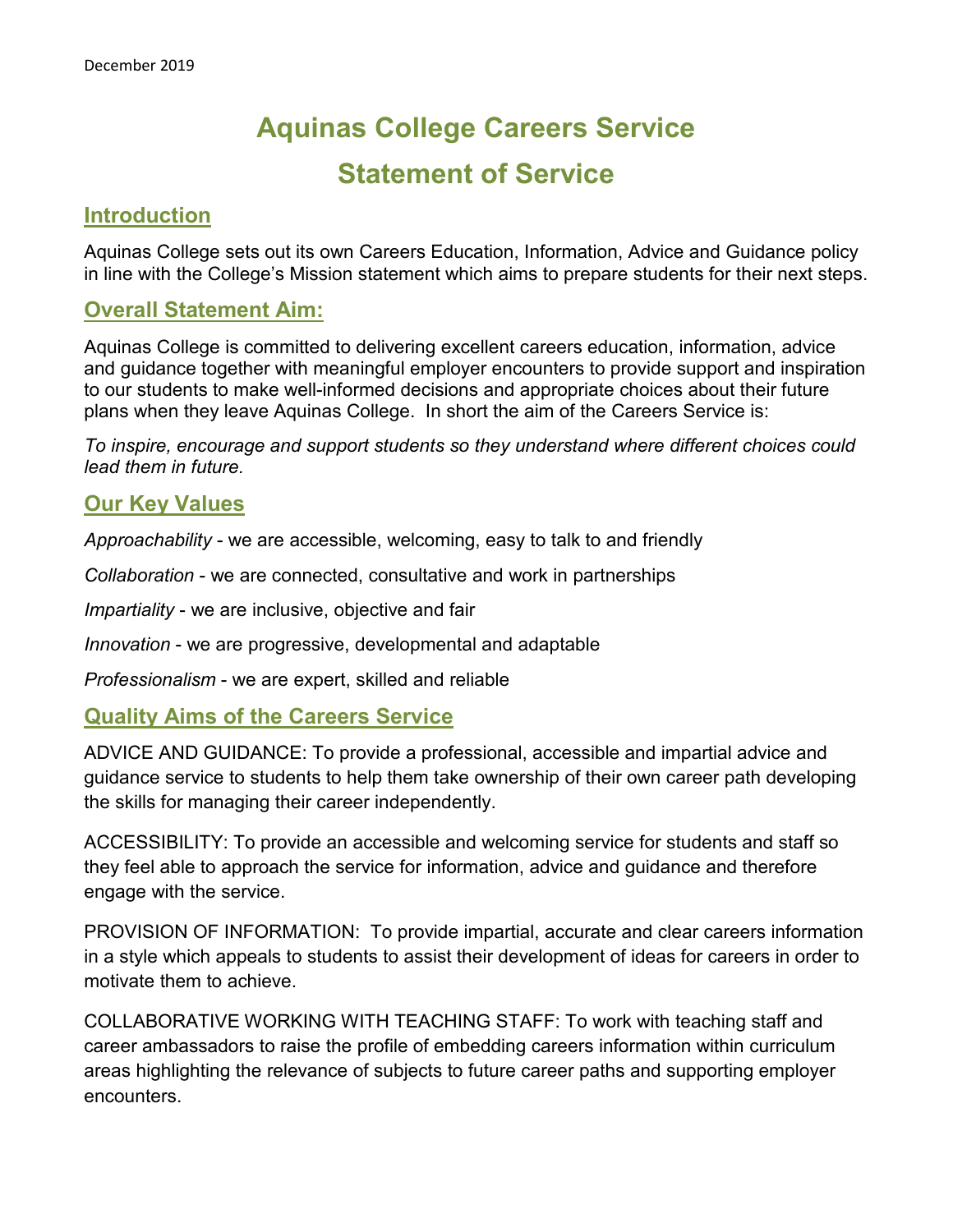December 2019

# Aquinas College Careers Service

# Statement of Service

## Introduction

Aquinas College sets out its own Careers Education, Information, Advice and Guidance policy in line with the College's Mission statement which aims to prepare students for their next steps.

## Overall Statement Aim:

Aquinas College is committed to delivering excellent careers education, information, advice and guidance together with meaningful employer encounters to provide support and inspiration to our students to make well-informed decisions and appropriate choices about their future plans when they leave Aquinas College. In short the aim of the Careers Service is:

*To inspire, encourage and support students so they understand where different choices could lead them in future.*

## Our Key Values

*Approachability* - we are accessible, welcoming, easy to talk to and friendly

*Collaboration* - we are connected, consultative and work in partnerships

*Impartiality* - we are inclusive, objective and fair

*Innovation* - we are progressive, developmental and adaptable

*Professionalism* - we are expert, skilled and reliable

## Quality Aims of the Careers Service

ADVICE AND GUIDANCE: To provide a professional, accessible and impartial advice and guidance service to students to help them take ownership of their own career path developing the skills for managing their career independently.

ACCESSIBILITY: To provide an accessible and welcoming service for students and staff so they feel able to approach the service for information, advice and guidance and therefore engage with the service.

PROVISION OF INFORMATION: To provide impartial, accurate and clear careers information in a style which appeals to students to assist their development of ideas for careers in order to motivate them to achieve.

COLLABORATIVE WORKING WITH TEACHING STAFF: To work with teaching staff and career ambassadors to raise the profile of embedding careers information within curriculum areas highlighting the relevance of subjects to future career paths and supporting employer encounters.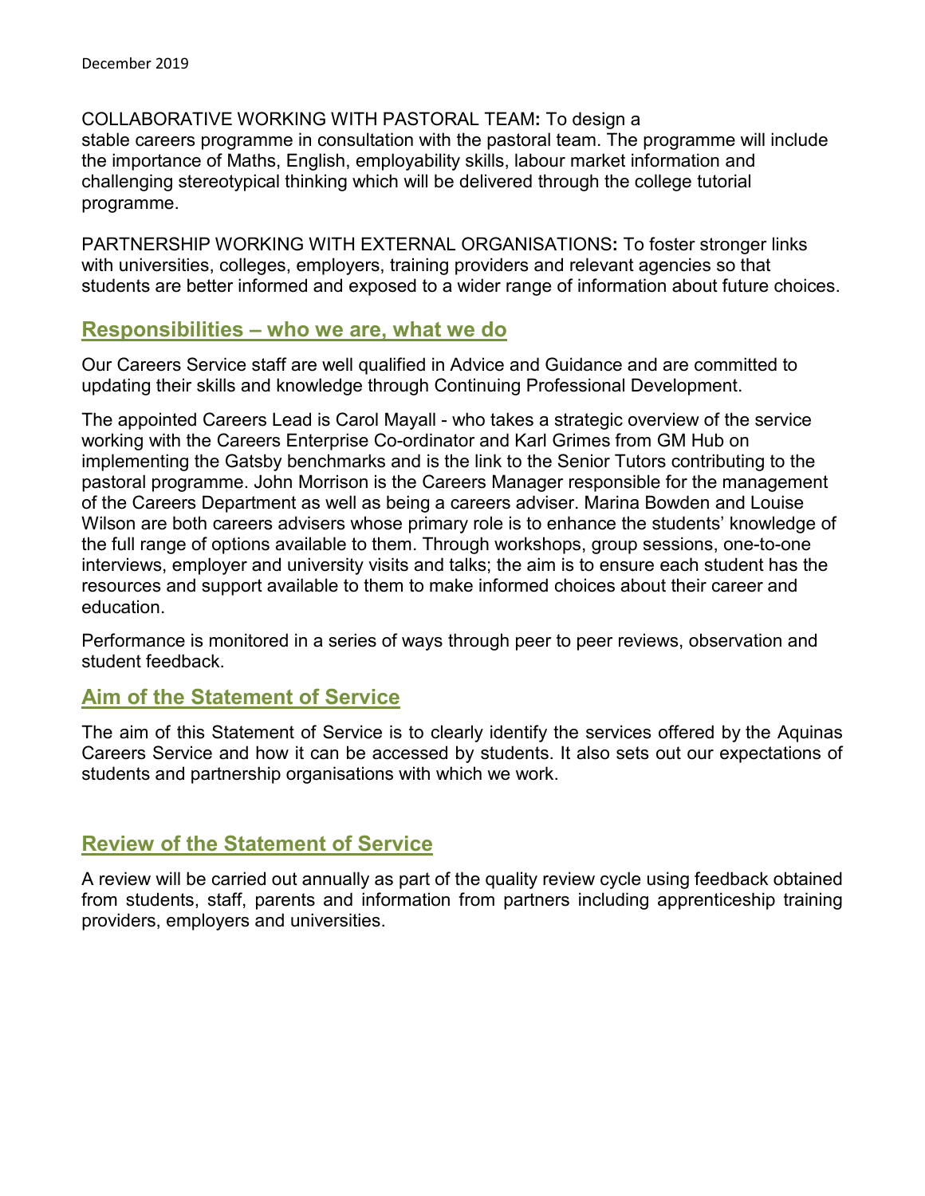COLLABORATIVE WORKING WITH PASTORAL TEAM**:** To design a stable careers programme in consultation with the pastoral team. The programme will include the importance of Maths, English, employability skills, labour market information and challenging stereotypical thinking which will be delivered through the college tutorial programme.

PARTNERSHIP WORKING WITH EXTERNAL ORGANISATIONS**:** To foster stronger links with universities, colleges, employers, training providers and relevant agencies so that students are better informed and exposed to a wider range of information about future choices.

## Responsibilities – who we are, what we do

Our Careers Service staff are well qualified in Advice and Guidance and are committed to updating their skills and knowledge through Continuing Professional Development.

The appointed Careers Lead is Carol Mayall - who takes a strategic overview of the service working with the Careers Enterprise Co-ordinator and Karl Grimes from GM Hub on implementing the Gatsby benchmarks and is the link to the Senior Tutors contributing to the pastoral programme. John Morrison is the Careers Manager responsible for the management of the Careers Department as well as being a careers adviser. Marina Bowden and Louise Wilson are both careers advisers whose primary role is to enhance the students' knowledge of the full range of options available to them. Through workshops, group sessions, one-to-one interviews, employer and university visits and talks; the aim is to ensure each student has the resources and support available to them to make informed choices about their career and education.

Performance is monitored in a series of ways through peer to peer reviews, observation and student feedback.

## Aim of the Statement of Service

The aim of this Statement of Service is to clearly identify the services offered by the Aquinas Careers Service and how it can be accessed by students. It also sets out our expectations of students and partnership organisations with which we work.

## Review of the Statement of Service

A review will be carried out annually as part of the quality review cycle using feedback obtained from students, staff, parents and information from partners including apprenticeship training providers, employers and universities.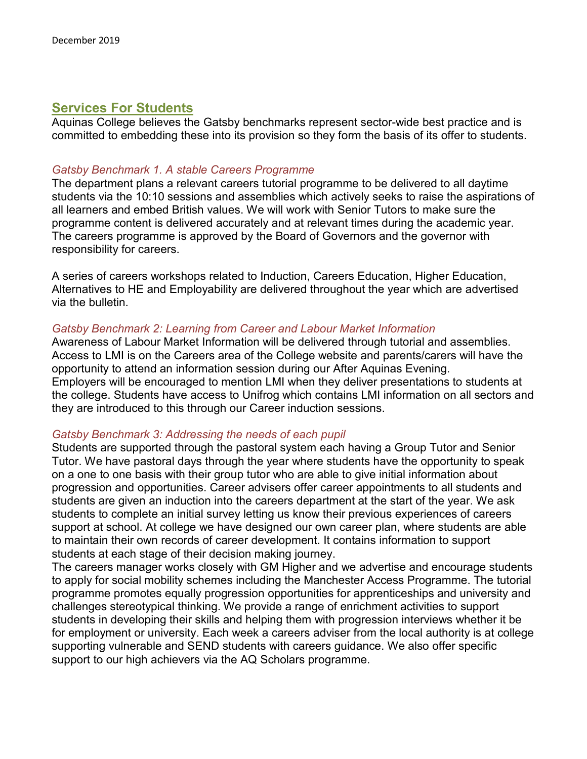## Services For Students

Aquinas College believes the Gatsby benchmarks represent sector-wide best practice and is committed to embedding these into its provision so they form the basis of its offer to students.

### *Gatsby Benchmark 1. A stable Careers Programme*

The department plans a relevant careers tutorial programme to be delivered to all daytime students via the 10:10 sessions and assemblies which actively seeks to raise the aspirations of all learners and embed British values. We will work with Senior Tutors to make sure the programme content is delivered accurately and at relevant times during the academic year. The careers programme is approved by the Board of Governors and the governor with responsibility for careers.

A series of careers workshops related to Induction, Careers Education, Higher Education, Alternatives to HE and Employability are delivered throughout the year which are advertised via the bulletin.

### *Gatsby Benchmark 2: Learning from Career and Labour Market Information*

Awareness of Labour Market Information will be delivered through tutorial and assemblies. Access to LMI is on the Careers area of the College website and parents/carers will have the opportunity to attend an information session during our After Aquinas Evening.
Employers will be encouraged to mention LMI when they deliver presentations to students at the college. Students have access to Unifrog which contains LMI information on all sectors and they are introduced to this through our Career induction sessions.

### *Gatsby Benchmark 3: Addressing the needs of each pupil*

Students are supported through the pastoral system each having a Group Tutor and Senior Tutor. We have pastoral days through the year where students have the opportunity to speak on a one to one basis with their group tutor who are able to give initial information about progression and opportunities. Career advisers offer career appointments to all students and students are given an induction into the careers department at the start of the year. We ask students to complete an initial survey letting us know their previous experiences of careers support at school. At college we have designed our own career plan, where students are able to maintain their own records of career development. It contains information to support students at each stage of their decision making journey.
The careers manager works closely with GM Higher and we advertise and encourage students to apply for social mobility schemes including the Manchester Access Programme. The tutorial programme promotes equally progression opportunities for apprenticeships and university and challenges stereotypical thinking. We provide a range of enrichment activities to support students in developing their skills and helping them with progression interviews whether it be for employment or university. Each week a careers adviser from the local authority is at college supporting vulnerable and SEND students with careers guidance. We also offer specific support to our high achievers via the AQ Scholars programme.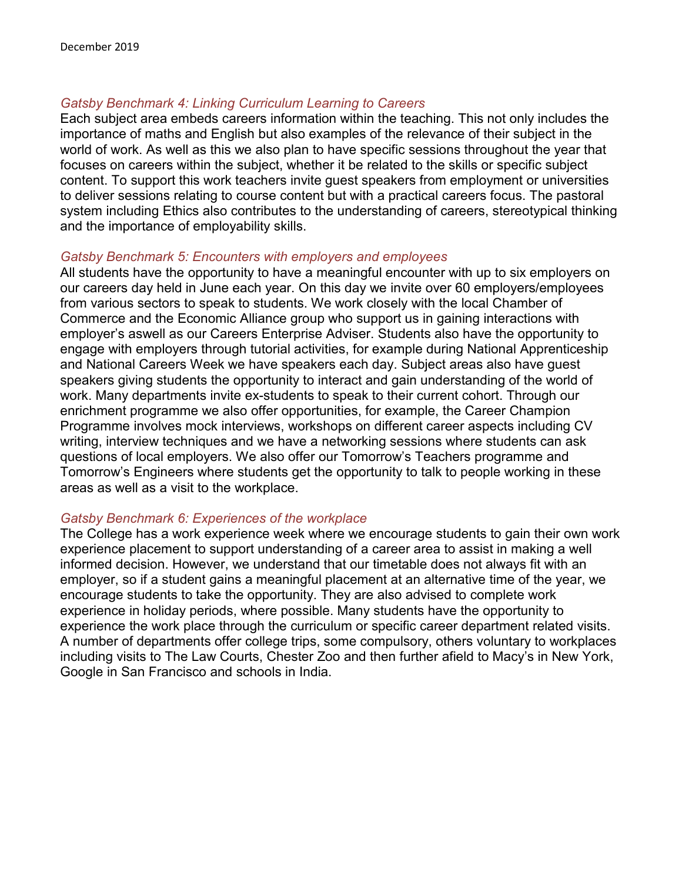### *Gatsby Benchmark 4: Linking Curriculum Learning to Careers*

Each subject area embeds careers information within the teaching. This not only includes the importance of maths and English but also examples of the relevance of their subject in the world of work. As well as this we also plan to have specific sessions throughout the year that focuses on careers within the subject, whether it be related to the skills or specific subject content. To support this work teachers invite guest speakers from employment or universities to deliver sessions relating to course content but with a practical careers focus. The pastoral system including Ethics also contributes to the understanding of careers, stereotypical thinking and the importance of employability skills.

### *Gatsby Benchmark 5: Encounters with employers and employees*

All students have the opportunity to have a meaningful encounter with up to six employers on our careers day held in June each year. On this day we invite over 60 employers/employees from various sectors to speak to students. We work closely with the local Chamber of Commerce and the Economic Alliance group who support us in gaining interactions with employer's aswell as our Careers Enterprise Adviser. Students also have the opportunity to engage with employers through tutorial activities, for example during National Apprenticeship and National Careers Week we have speakers each day. Subject areas also have guest speakers giving students the opportunity to interact and gain understanding of the world of work. Many departments invite ex-students to speak to their current cohort. Through our enrichment programme we also offer opportunities, for example, the Career Champion Programme involves mock interviews, workshops on different career aspects including CV writing, interview techniques and we have a networking sessions where students can ask questions of local employers. We also offer our Tomorrow's Teachers programme and Tomorrow's Engineers where students get the opportunity to talk to people working in these areas as well as a visit to the workplace.

### *Gatsby Benchmark 6: Experiences of the workplace*

The College has a work experience week where we encourage students to gain their own work experience placement to support understanding of a career area to assist in making a well informed decision. However, we understand that our timetable does not always fit with an employer, so if a student gains a meaningful placement at an alternative time of the year, we encourage students to take the opportunity. They are also advised to complete work experience in holiday periods, where possible. Many students have the opportunity to experience the work place through the curriculum or specific career department related visits. A number of departments offer college trips, some compulsory, others voluntary to workplaces including visits to The Law Courts, Chester Zoo and then further afield to Macy's in New York, Google in San Francisco and schools in India.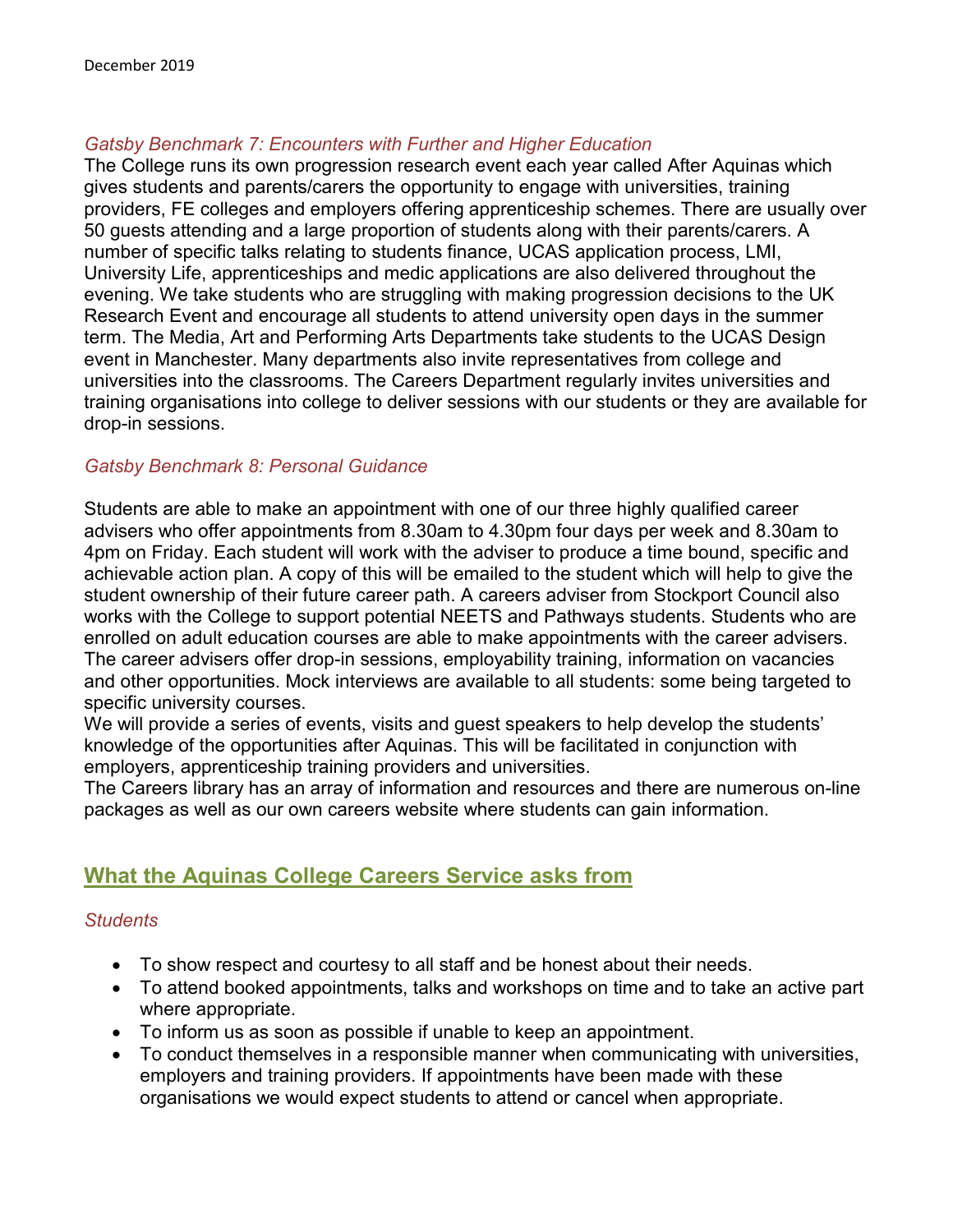### *Gatsby Benchmark 7: Encounters with Further and Higher Education*

The College runs its own progression research event each year called After Aquinas which gives students and parents/carers the opportunity to engage with universities, training providers, FE colleges and employers offering apprenticeship schemes. There are usually over 50 guests attending and a large proportion of students along with their parents/carers. A number of specific talks relating to students finance, UCAS application process, LMI, University Life, apprenticeships and medic applications are also delivered throughout the evening. We take students who are struggling with making progression decisions to the UK Research Event and encourage all students to attend university open days in the summer term. The Media, Art and Performing Arts Departments take students to the UCAS Design event in Manchester. Many departments also invite representatives from college and universities into the classrooms. The Careers Department regularly invites universities and training organisations into college to deliver sessions with our students or they are available for drop-in sessions.

### *Gatsby Benchmark 8: Personal Guidance*

Students are able to make an appointment with one of our three highly qualified career advisers who offer appointments from 8.30am to 4.30pm four days per week and 8.30am to 4pm on Friday. Each student will work with the adviser to produce a time bound, specific and achievable action plan. A copy of this will be emailed to the student which will help to give the student ownership of their future career path. A careers adviser from Stockport Council also works with the College to support potential NEETS and Pathways students. Students who are enrolled on adult education courses are able to make appointments with the career advisers. The career advisers offer drop-in sessions, employability training, information on vacancies and other opportunities. Mock interviews are available to all students: some being targeted to specific university courses.

We will provide a series of events, visits and guest speakers to help develop the students' knowledge of the opportunities after Aquinas. This will be facilitated in conjunction with employers, apprenticeship training providers and universities.

The Careers library has an array of information and resources and there are numerous on-line packages as well as our own careers website where students can gain information.

## What the Aquinas College Careers Service asks from

### *Students*

- To show respect and courtesy to all staff and be honest about their needs.
- To attend booked appointments, talks and workshops on time and to take an active part where appropriate.
- To inform us as soon as possible if unable to keep an appointment.
- To conduct themselves in a responsible manner when communicating with universities, employers and training providers. If appointments have been made with these organisations we would expect students to attend or cancel when appropriate.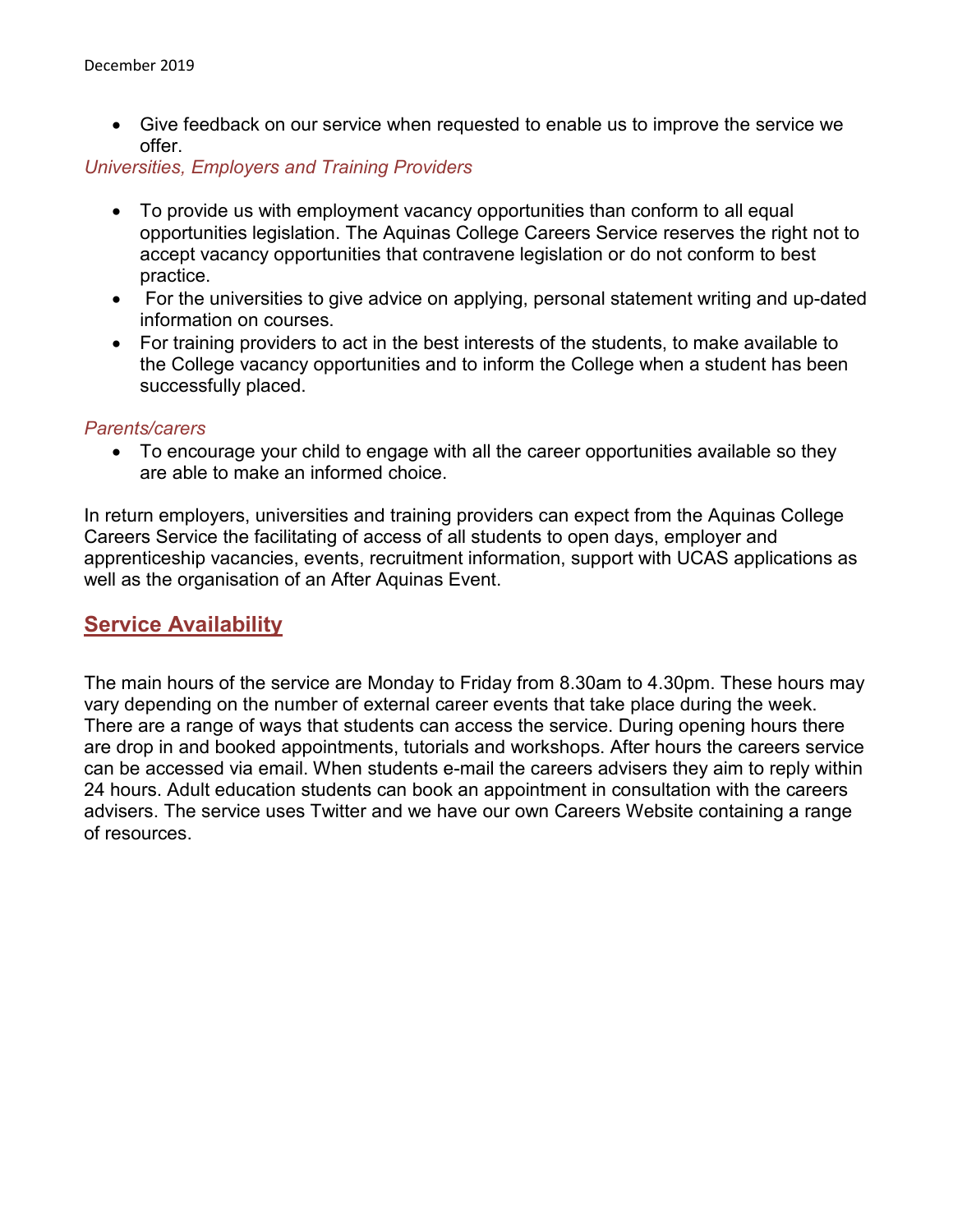- Give feedback on our service when requested to enable us to improve the service we offer.

*Universities, Employers and Training Providers*

- To provide us with employment vacancy opportunities than conform to all equal opportunities legislation. The Aquinas College Careers Service reserves the right not to accept vacancy opportunities that contravene legislation or do not conform to best practice.
- For the universities to give advice on applying, personal statement writing and up-dated information on courses.
- For training providers to act in the best interests of the students, to make available to the College vacancy opportunities and to inform the College when a student has been successfully placed.

*Parents/carers*

- To encourage your child to engage with all the career opportunities available so they are able to make an informed choice.

In return employers, universities and training providers can expect from the Aquinas College Careers Service the facilitating of access of all students to open days, employer and apprenticeship vacancies, events, recruitment information, support with UCAS applications as well as the organisation of an After Aquinas Event.

## Service Availability

The main hours of the service are Monday to Friday from 8.30am to 4.30pm. These hours may vary depending on the number of external career events that take place during the week. There are a range of ways that students can access the service. During opening hours there are drop in and booked appointments, tutorials and workshops. After hours the careers service can be accessed via email. When students e-mail the careers advisers they aim to reply within 24 hours. Adult education students can book an appointment in consultation with the careers advisers. The service uses Twitter and we have our own Careers Website containing a range of resources.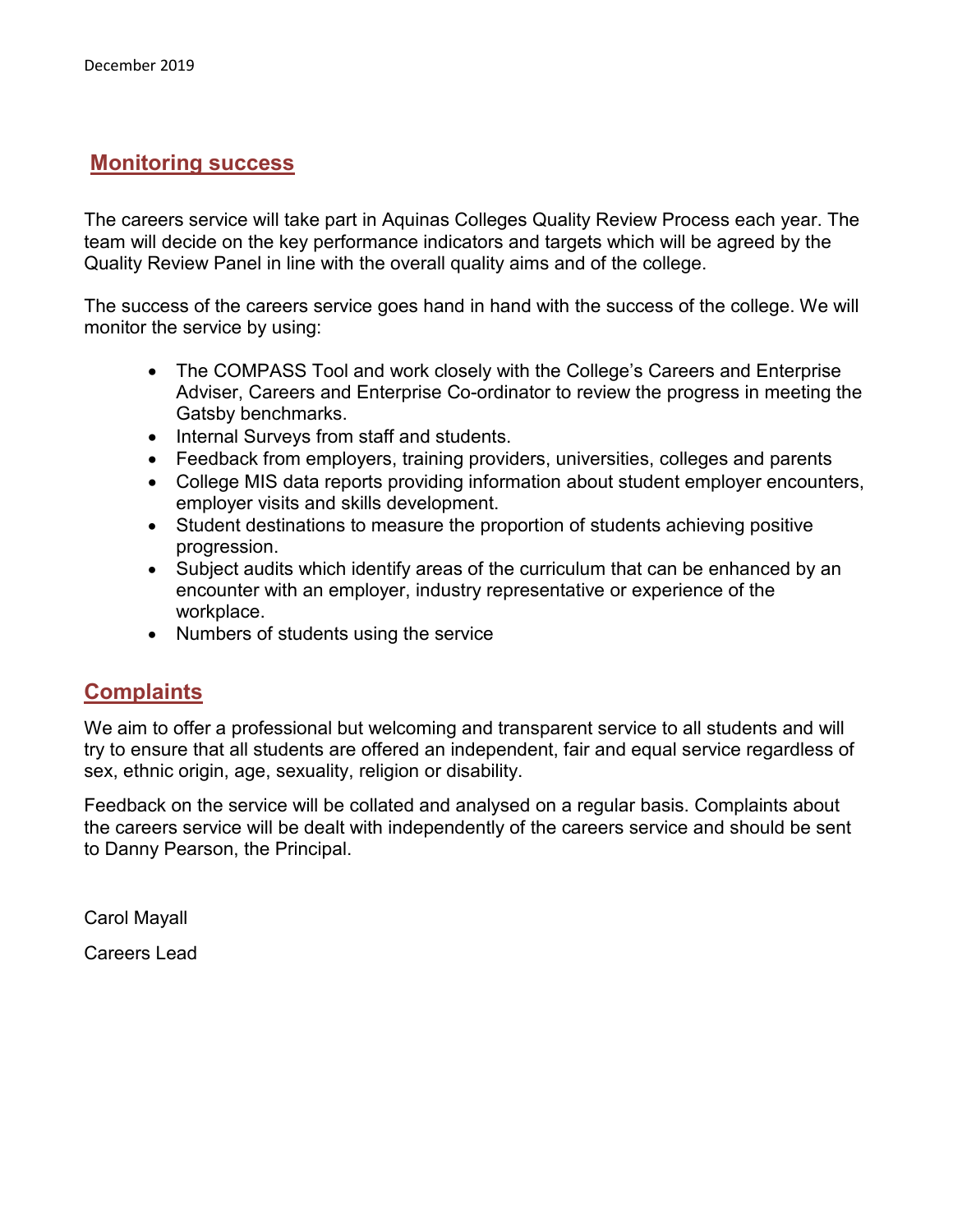## Monitoring success

The careers service will take part in Aquinas Colleges Quality Review Process each year. The team will decide on the key performance indicators and targets which will be agreed by the Quality Review Panel in line with the overall quality aims and of the college.

The success of the careers service goes hand in hand with the success of the college. We will monitor the service by using:

- The COMPASS Tool and work closely with the College's Careers and Enterprise Adviser, Careers and Enterprise Co-ordinator to review the progress in meeting the Gatsby benchmarks.
- Internal Surveys from staff and students.
- Feedback from employers, training providers, universities, colleges and parents
- College MIS data reports providing information about student employer encounters, employer visits and skills development.
- Student destinations to measure the proportion of students achieving positive progression.
- Subject audits which identify areas of the curriculum that can be enhanced by an encounter with an employer, industry representative or experience of the workplace.
- Numbers of students using the service

## Complaints

We aim to offer a professional but welcoming and transparent service to all students and will try to ensure that all students are offered an independent, fair and equal service regardless of sex, ethnic origin, age, sexuality, religion or disability.

Feedback on the service will be collated and analysed on a regular basis. Complaints about the careers service will be dealt with independently of the careers service and should be sent to Danny Pearson, the Principal.

Carol Mayall

Careers Lead